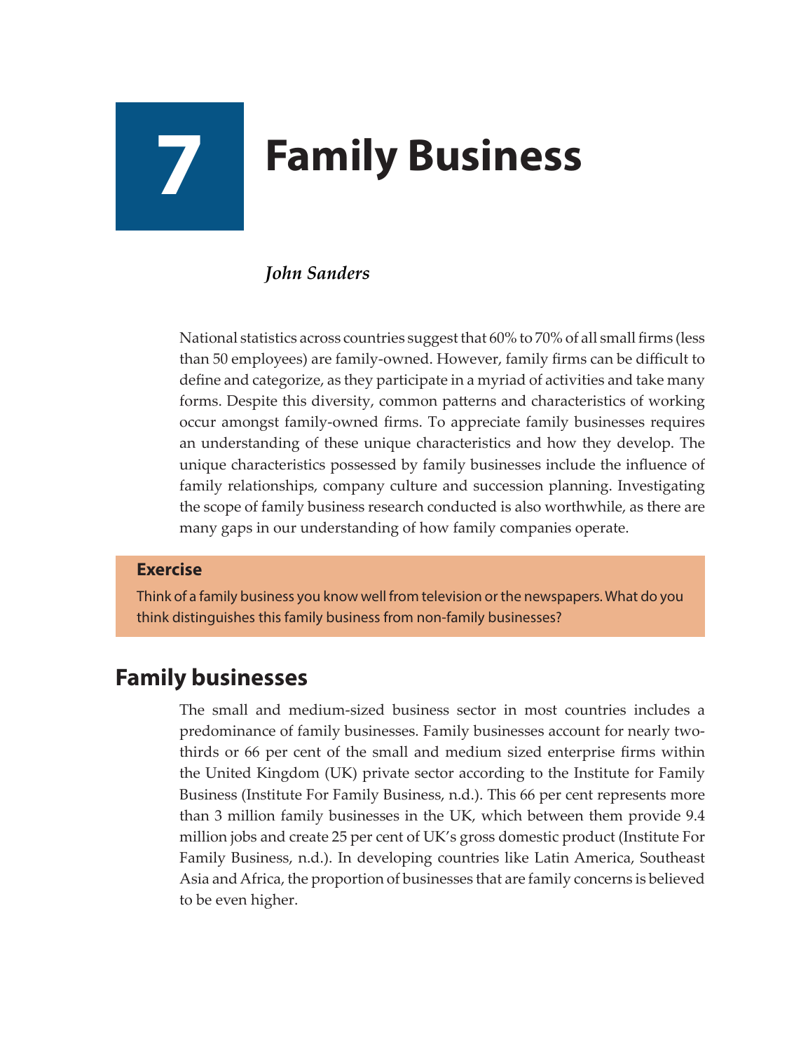# 7 Family Business

*John Sanders*

National statistics across countries suggest that 60% to 70% of all small firms (less than 50 employees) are family-owned. However, family firms can be difficult to define and categorize, as they participate in a myriad of activities and take many forms. Despite this diversity, common patterns and characteristics of working occur amongst family-owned firms. To appreciate family businesses requires an understanding of these unique characteristics and how they develop. The unique characteristics possessed by family businesses include the influence of family relationships, company culture and succession planning. Investigating the scope of family business research conducted is also worthwhile, as there are many gaps in our understanding of how family companies operate.

**Exercise**

Think of a family business you know well from television or the newspapers. What do you think distinguishes this family business from non-family businesses?

## Family businesses

The small and medium-sized business sector in most countries includes a predominance of family businesses. Family businesses account for nearly two-thirds or 66 per cent of the small and medium sized enterprise firms within the United Kingdom (UK) private sector according to the Institute for Family Business (Institute For Family Business, n.d.). This 66 per cent represents more than 3 million family businesses in the UK, which between them provide 9.4 million jobs and create 25 per cent of UK's gross domestic product (Institute For Family Business, n.d.). In developing countries like Latin America, Southeast Asia and Africa, the proportion of businesses that are family concerns is believed to be even higher.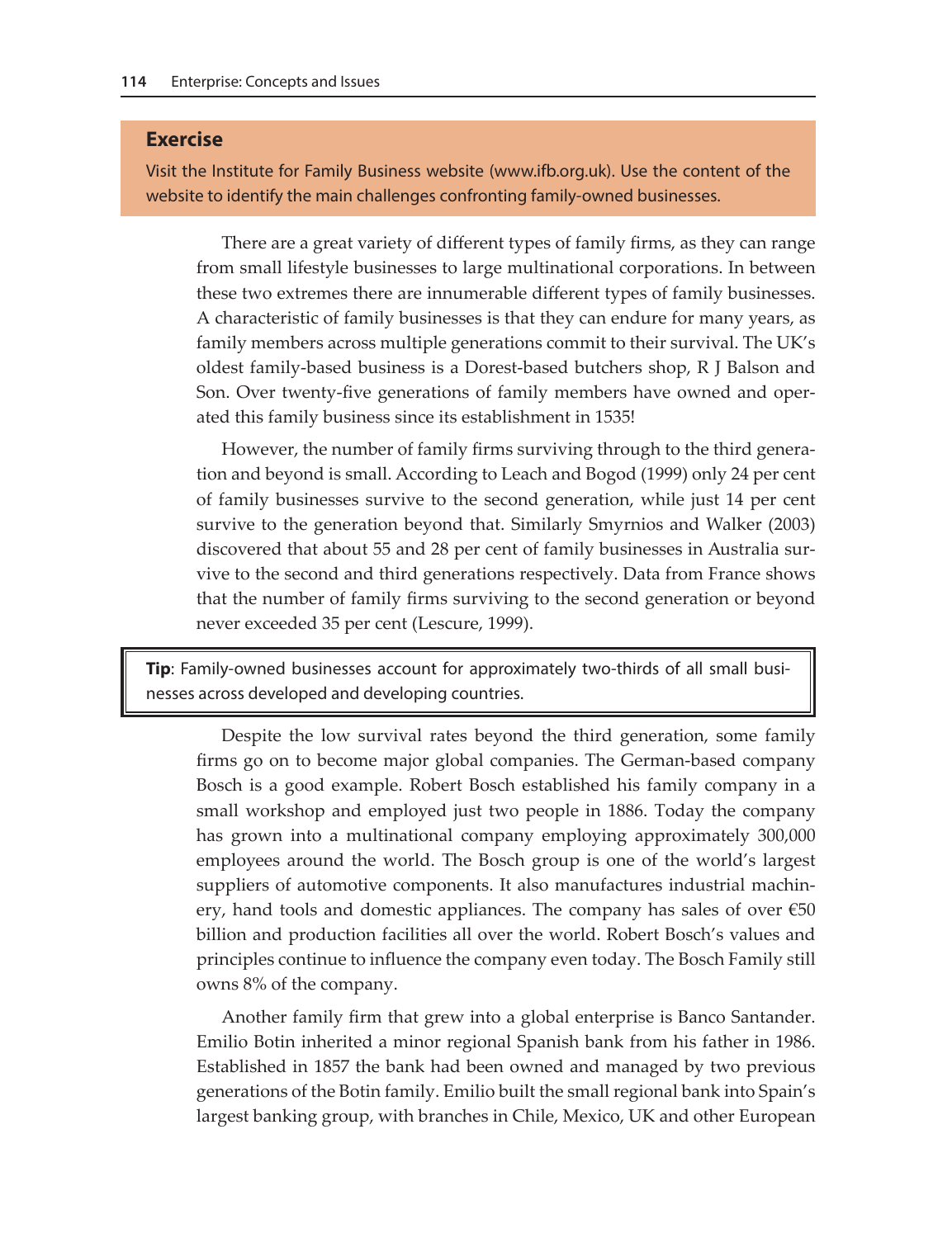### Exercise

Visit the Institute for Family Business website (www.ifb.org.uk). Use the content of the website to identify the main challenges confronting family-owned businesses.

There are a great variety of different types of family firms, as they can range from small lifestyle businesses to large multinational corporations. In between these two extremes there are innumerable different types of family businesses. A characteristic of family businesses is that they can endure for many years, as family members across multiple generations commit to their survival. The UK's oldest family-based business is a Dorest-based butchers shop, R J Balson and Son. Over twenty-five generations of family members have owned and operated this family business since its establishment in 1535!

However, the number of family firms surviving through to the third generation and beyond is small. According to Leach and Bogod (1999) only 24 per cent of family businesses survive to the second generation, while just 14 per cent survive to the generation beyond that. Similarly Smyrnios and Walker (2003) discovered that about 55 and 28 per cent of family businesses in Australia survive to the second and third generations respectively. Data from France shows that the number of family firms surviving to the second generation or beyond never exceeded 35 per cent (Lescure, 1999).

**Tip**: Family-owned businesses account for approximately two-thirds of all small businesses across developed and developing countries.

Despite the low survival rates beyond the third generation, some family firms go on to become major global companies. The German-based company Bosch is a good example. Robert Bosch established his family company in a small workshop and employed just two people in 1886. Today the company has grown into a multinational company employing approximately 300,000 employees around the world. The Bosch group is one of the world's largest suppliers of automotive components. It also manufactures industrial machinery, hand tools and domestic appliances. The company has sales of over €50 billion and production facilities all over the world. Robert Bosch's values and principles continue to influence the company even today. The Bosch Family still owns 8% of the company.

Another family firm that grew into a global enterprise is Banco Santander. Emilio Botin inherited a minor regional Spanish bank from his father in 1986. Established in 1857 the bank had been owned and managed by two previous generations of the Botin family. Emilio built the small regional bank into Spain's largest banking group, with branches in Chile, Mexico, UK and other European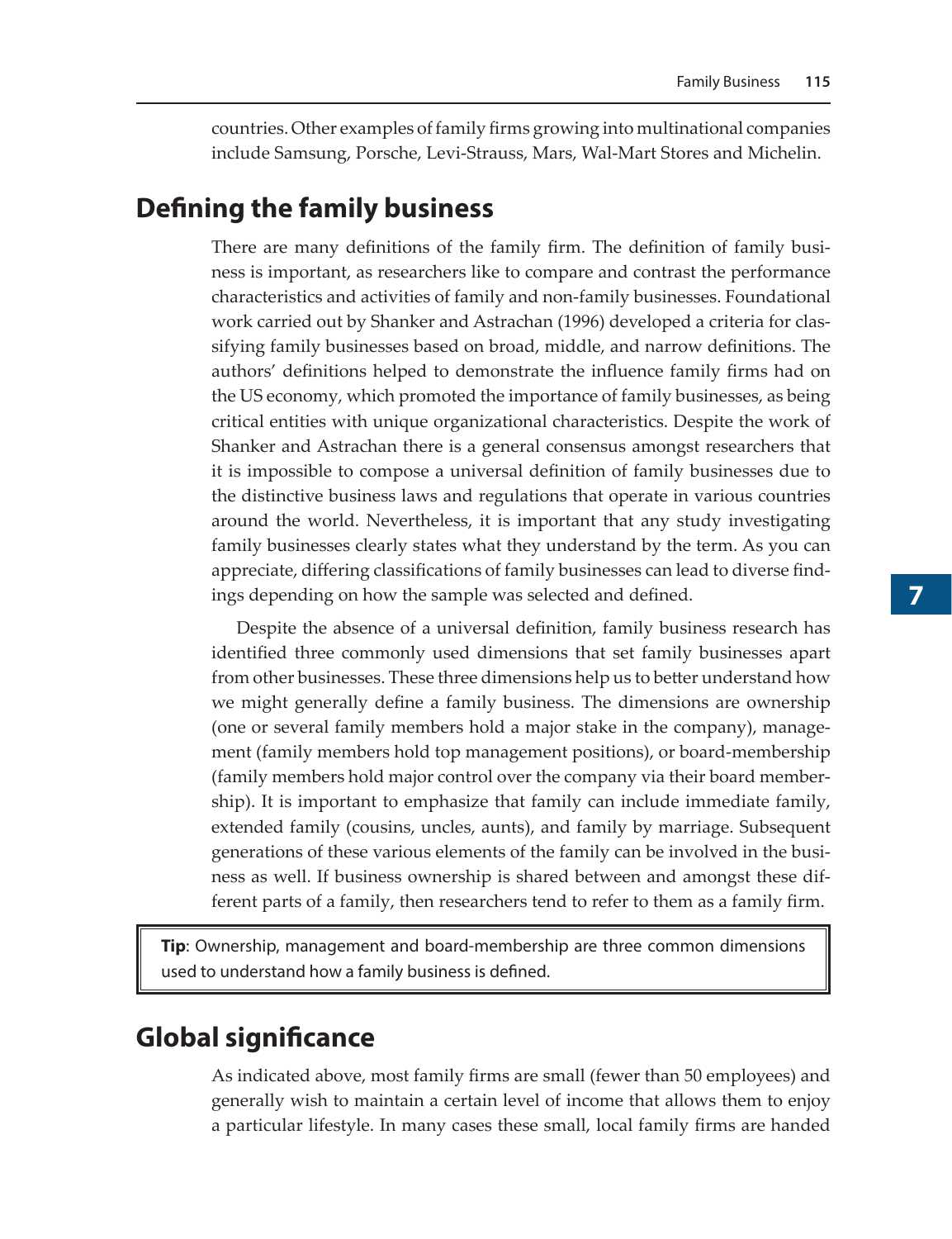countries. Other examples of family firms growing into multinational companies include Samsung, Porsche, Levi-Strauss, Mars, Wal-Mart Stores and Michelin.

## Defining the family business

There are many definitions of the family firm. The definition of family business is important, as researchers like to compare and contrast the performance characteristics and activities of family and non-family businesses. Foundational work carried out by Shanker and Astrachan (1996) developed a criteria for classifying family businesses based on broad, middle, and narrow definitions. The authors' definitions helped to demonstrate the influence family firms had on the US economy, which promoted the importance of family businesses, as being critical entities with unique organizational characteristics. Despite the work of Shanker and Astrachan there is a general consensus amongst researchers that it is impossible to compose a universal definition of family businesses due to the distinctive business laws and regulations that operate in various countries around the world. Nevertheless, it is important that any study investigating family businesses clearly states what they understand by the term. As you can appreciate, differing classifications of family businesses can lead to diverse findings depending on how the sample was selected and defined.

Despite the absence of a universal definition, family business research has identified three commonly used dimensions that set family businesses apart from other businesses. These three dimensions help us to better understand how we might generally define a family business. The dimensions are ownership (one or several family members hold a major stake in the company), management (family members hold top management positions), or board-membership (family members hold major control over the company via their board membership). It is important to emphasize that family can include immediate family, extended family (cousins, uncles, aunts), and family by marriage. Subsequent generations of these various elements of the family can be involved in the business as well. If business ownership is shared between and amongst these different parts of a family, then researchers tend to refer to them as a family firm.

> **Tip**: Ownership, management and board-membership are three common dimensions used to understand how a family business is defined.

## Global significance

As indicated above, most family firms are small (fewer than 50 employees) and generally wish to maintain a certain level of income that allows them to enjoy a particular lifestyle. In many cases these small, local family firms are handed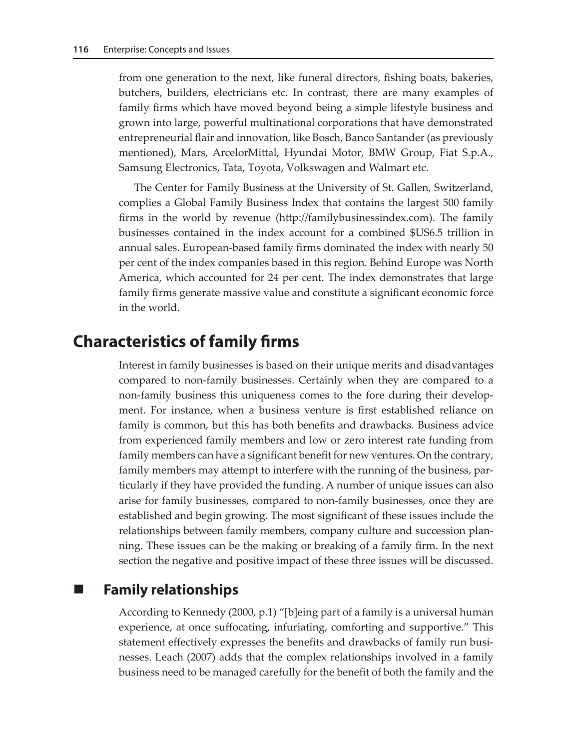from one generation to the next, like funeral directors, fishing boats, bakeries, butchers, builders, electricians etc. In contrast, there are many examples of family firms which have moved beyond being a simple lifestyle business and grown into large, powerful multinational corporations that have demonstrated entrepreneurial flair and innovation, like Bosch, Banco Santander (as previously mentioned), Mars, ArcelorMittal, Hyundai Motor, BMW Group, Fiat S.p.A., Samsung Electronics, Tata, Toyota, Volkswagen and Walmart etc.

The Center for Family Business at the University of St. Gallen, Switzerland, complies a Global Family Business Index that contains the largest 500 family firms in the world by revenue (http://familybusinessindex.com). The family businesses contained in the index account for a combined $US6.5 trillion in annual sales. European-based family firms dominated the index with nearly 50 per cent of the index companies based in this region. Behind Europe was North America, which accounted for 24 per cent. The index demonstrates that large family firms generate massive value and constitute a significant economic force in the world.

## Characteristics of family firms

Interest in family businesses is based on their unique merits and disadvantages compared to non-family businesses. Certainly when they are compared to a non-family business this uniqueness comes to the fore during their development. For instance, when a business venture is first established reliance on family is common, but this has both benefits and drawbacks. Business advice from experienced family members and low or zero interest rate funding from family members can have a significant benefit for new ventures. On the contrary, family members may attempt to interfere with the running of the business, particularly if they have provided the funding. A number of unique issues can also arise for family businesses, compared to non-family businesses, once they are established and begin growing. The most significant of these issues include the relationships between family members, company culture and succession planning. These issues can be the making or breaking of a family firm. In the next section the negative and positive impact of these three issues will be discussed.

### Family relationships

According to Kennedy (2000, p.1) "[b]eing part of a family is a universal human experience, at once suffocating, infuriating, comforting and supportive." This statement effectively expresses the benefits and drawbacks of family run businesses. Leach (2007) adds that the complex relationships involved in a family business need to be managed carefully for the benefit of both the family and the